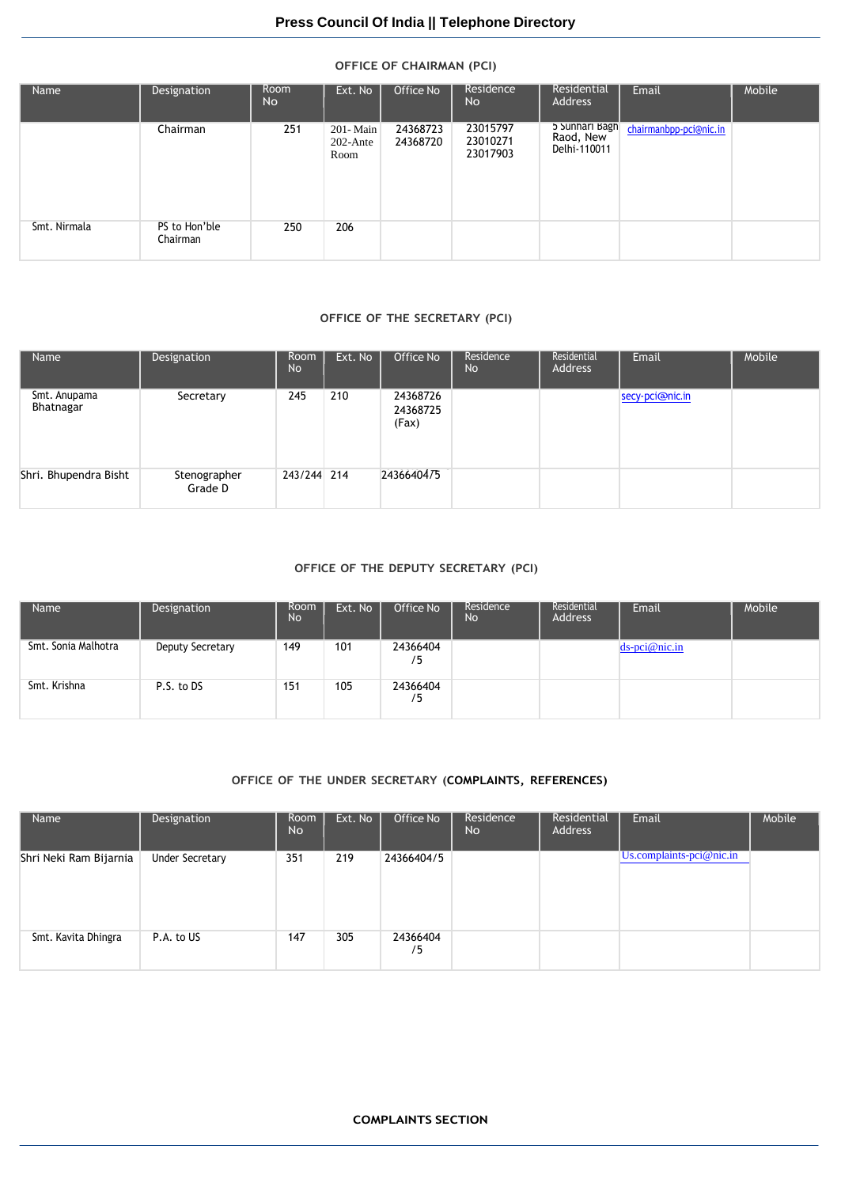# Press Council Of India || Telephone Directory

## OFFICE OF CHAIRMAN (PCI)

| Name | Designation | Room No | Ext. No | Office No | Residence No | Residential Address | Email | Mobile |
|---|---|---|---|---|---|---|---|---|
| | Chairman | 251 | 201- Main 202-Ante Room | 24368723 24368720 | 23015797 23010271 23017903 | 5 Sunhari Bagh Raod, New Delhi-110011 | chairmanbpp-pci@nic.in | |
| Smt. Nirmala | PS to Hon'ble Chairman | 250 | 206 | | | | | |

## OFFICE OF THE SECRETARY (PCI)

| Name | Designation | Room No | Ext. No | Office No | Residence No | Residential Address | Email | Mobile |
|---|---|---|---|---|---|---|---|---|
| Smt. Anupama Bhatnagar | Secretary | 245 | 210 | 24368726 24368725 (Fax) | | | secy-pci@nic.in | |
| Shri. Bhupendra Bisht | Stenographer Grade D | 243/244 | 214 | 24366404/5 | | | | |

## OFFICE OF THE DEPUTY SECRETARY (PCI)

| Name | Designation | Room No | Ext. No | Office No | Residence No | Residential Address | Email | Mobile |
|---|---|---|---|---|---|---|---|---|
| Smt. Sonia Malhotra | Deputy Secretary | 149 | 101 | 24366404 /5 | | | ds-pci@nic.in | |
| Smt. Krishna | P.S. to DS | 151 | 105 | 24366404 /5 | | | | |

## OFFICE OF THE UNDER SECRETARY (COMPLAINTS, REFERENCES)

| Name | Designation | Room No | Ext. No | Office No | Residence No | Residential Address | Email | Mobile |
|---|---|---|---|---|---|---|---|---|
| Shri Neki Ram Bijarnia | Under Secretary | 351 | 219 | 24366404/5 | | | Us.complaints-pci@nic.in | |
| Smt. Kavita Dhingra | P.A. to US | 147 | 305 | 24366404 /5 | | | | |

## COMPLAINTS SECTION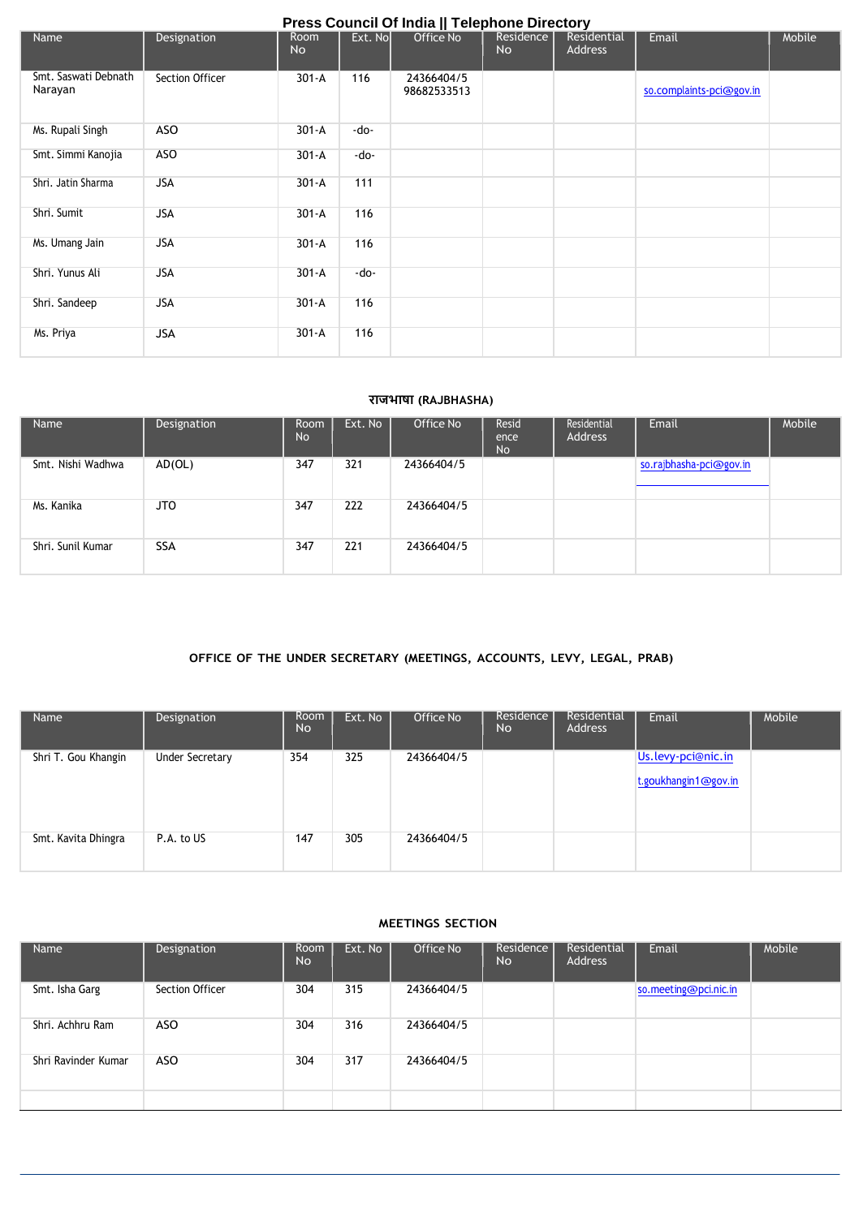# Press Council Of India || Telephone Directory

| Name | Designation | Room No | Ext. No | Office No | Residence No | Residential Address | Email | Mobile |
|---|---|---|---|---|---|---|---|---|
| Smt. Saswati Debnath Narayan | Section Officer | 301-A | 116 | 24366404/5 98682533513 | | | so.complaints-pci@gov.in | |
| Ms. Rupali Singh | ASO | 301-A | -do- | | | | | |
| Smt. Simmi Kanojia | ASO | 301-A | -do- | | | | | |
| Shri. Jatin Sharma | JSA | 301-A | 111 | | | | | |
| Shri. Sumit | JSA | 301-A | 116 | | | | | |
| Ms. Umang Jain | JSA | 301-A | 116 | | | | | |
| Shri. Yunus Ali | JSA | 301-A | -do- | | | | | |
| Shri. Sandeep | JSA | 301-A | 116 | | | | | |
| Ms. Priya | JSA | 301-A | 116 | | | | | |

## राजभाषा (RAJBHASHA)

| Name | Designation | Room No | Ext. No | Office No | Residence No | Residential Address | Email | Mobile |
|---|---|---|---|---|---|---|---|---|
| Smt. Nishi Wadhwa | AD(OL) | 347 | 321 | 24366404/5 | | | so.rajbhasha-pci@gov.in | |
| Ms. Kanika | JTO | 347 | 222 | 24366404/5 | | | | |
| Shri. Sunil Kumar | SSA | 347 | 221 | 24366404/5 | | | | |

## OFFICE OF THE UNDER SECRETARY (MEETINGS, ACCOUNTS, LEVY, LEGAL, PRAB)

| Name | Designation | Room No | Ext. No | Office No | Residence No | Residential Address | Email | Mobile |
|---|---|---|---|---|---|---|---|---|
| Shri T. Gou Khangin | Under Secretary | 354 | 325 | 24366404/5 | | | Us.levy-pci@nic.in t.goukhangin1@gov.in | |
| Smt. Kavita Dhingra | P.A. to US | 147 | 305 | 24366404/5 | | | | |

## MEETINGS SECTION

| Name | Designation | Room No | Ext. No | Office No | Residence No | Residential Address | Email | Mobile |
|---|---|---|---|---|---|---|---|---|
| Smt. Isha Garg | Section Officer | 304 | 315 | 24366404/5 | | | so.meeting@pci.nic.in | |
| Shri. Achhru Ram | ASO | 304 | 316 | 24366404/5 | | | | |
| Shri Ravinder Kumar | ASO | 304 | 317 | 24366404/5 | | | | |
| | | | | | | | | |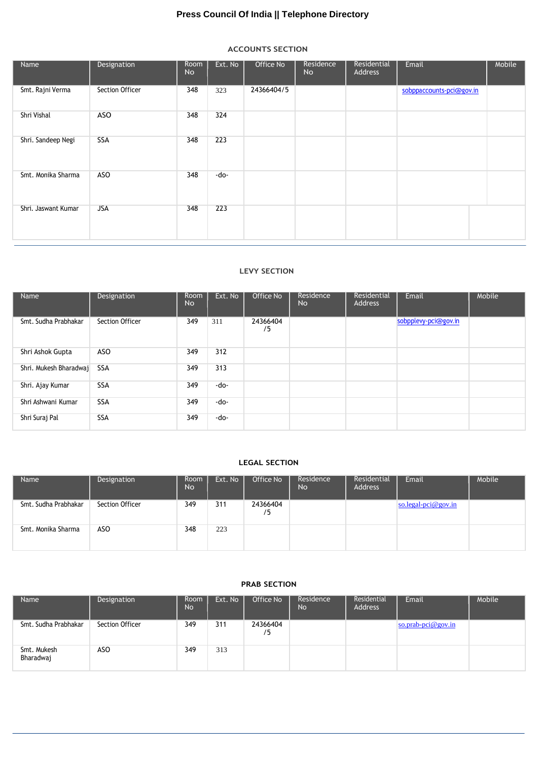**Press Council Of India || Telephone Directory**

## ACCOUNTS SECTION

| Name | Designation | Room No | Ext. No | Office No | Residence No | Residential Address | Email | Mobile |
|---|---|---|---|---|---|---|---|---|
| Smt. Rajni Verma | Section Officer | 348 | 323 | 24366404/5 | | | sobppaccounts-pci@gov.in | |
| Shri Vishal | ASO | 348 | 324 | | | | | |
| Shri. Sandeep Negi | SSA | 348 | 223 | | | | | |
| Smt. Monika Sharma | ASO | 348 | -do- | | | | | |
| Shri. Jaswant Kumar | JSA | 348 | 223 | | | | | |

## LEVY SECTION

| Name | Designation | Room No | Ext. No | Office No | Residence No | Residential Address | Email | Mobile |
|---|---|---|---|---|---|---|---|---|
| Smt. Sudha Prabhakar | Section Officer | 349 | 311 | 24366404 /5 | | | sobpplevy-pci@gov.in | |
| Shri Ashok Gupta | ASO | 349 | 312 | | | | | |
| Shri. Mukesh Bharadwaj | SSA | 349 | 313 | | | | | |
| Shri. Ajay Kumar | SSA | 349 | -do- | | | | | |
| Shri Ashwani Kumar | SSA | 349 | -do- | | | | | |
| Shri Suraj Pal | SSA | 349 | -do- | | | | | |

## LEGAL SECTION

| Name | Designation | Room No | Ext. No | Office No | Residence No | Residential Address | Email | Mobile |
|---|---|---|---|---|---|---|---|---|
| Smt. Sudha Prabhakar | Section Officer | 349 | 311 | 24366404 /5 | | | so.legal-pci@gov.in | |
| Smt. Monika Sharma | ASO | 348 | 223 | | | | | |

## PRAB SECTION

| Name | Designation | Room No | Ext. No | Office No | Residence No | Residential Address | Email | Mobile |
|---|---|---|---|---|---|---|---|---|
| Smt. Sudha Prabhakar | Section Officer | 349 | 311 | 24366404 /5 | | | so.prab-pci@gov.in | |
| Smt. Mukesh Bharadwaj | ASO | 349 | 313 | | | | | |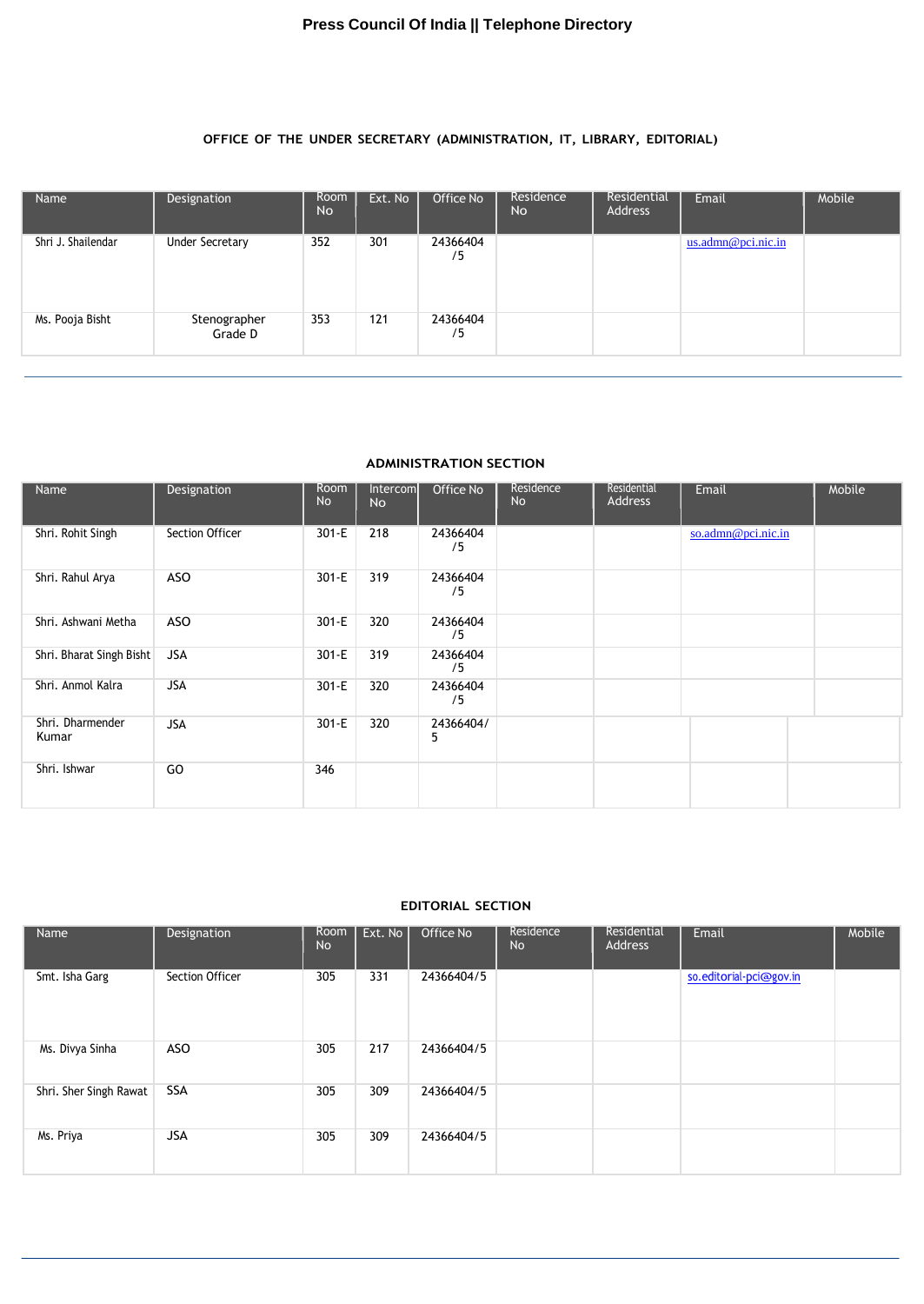## OFFICE OF THE UNDER SECRETARY (ADMINISTRATION, IT, LIBRARY, EDITORIAL)

| Name | Designation | Room No | Ext. No | Office No | Residence No | Residential Address | Email | Mobile |
|---|---|---|---|---|---|---|---|---|
| Shri J. Shailendar | Under Secretary | 352 | 301 | 24366404 /5 | | | us.admn@pci.nic.in | |
| Ms. Pooja Bisht | Stenographer Grade D | 353 | 121 | 24366404 /5 | | | | |

## ADMINISTRATION SECTION

| Name | Designation | Room No | Intercom No | Office No | Residence No | Residential Address | Email | Mobile |
|---|---|---|---|---|---|---|---|---|
| Shri. Rohit Singh | Section Officer | 301-E | 218 | 24366404 /5 | | | so.admn@pci.nic.in | |
| Shri. Rahul Arya | ASO | 301-E | 319 | 24366404 /5 | | | | |
| Shri. Ashwani Metha | ASO | 301-E | 320 | 24366404 /5 | | | | |
| Shri. Bharat Singh Bisht | JSA | 301-E | 319 | 24366404 /5 | | | | |
| Shri. Anmol Kalra | JSA | 301-E | 320 | 24366404 /5 | | | | |
| Shri. Dharmender Kumar | JSA | 301-E | 320 | 24366404/5 | | | | |
| Shri. Ishwar | GO | 346 | | | | | | |

## EDITORIAL SECTION

| Name | Designation | Room No | Ext. No | Office No | Residence No | Residential Address | Email | Mobile |
|---|---|---|---|---|---|---|---|---|
| Smt. Isha Garg | Section Officer | 305 | 331 | 24366404/5 | | | so.editorial-pci@gov.in | |
| Ms. Divya Sinha | ASO | 305 | 217 | 24366404/5 | | | | |
| Shri. Sher Singh Rawat | SSA | 305 | 309 | 24366404/5 | | | | |
| Ms. Priya | JSA | 305 | 309 | 24366404/5 | | | | |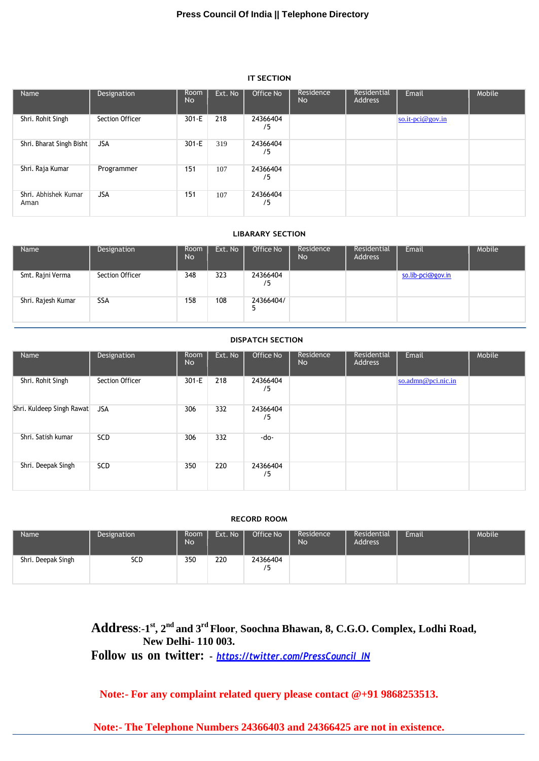Press Council Of India || Telephone Directory

### IT SECTION

| Name | Designation | Room No | Ext. No | Office No | Residence No | Residential Address | Email | Mobile |
|---|---|---|---|---|---|---|---|---|
| Shri. Rohit Singh | Section Officer | 301-E | 218 | 24366404 /5 | | | so.it-pci@gov.in | |
| Shri. Bharat Singh Bisht | JSA | 301-E | 319 | 24366404 /5 | | | | |
| Shri. Raja Kumar | Programmer | 151 | 107 | 24366404 /5 | | | | |
| Shri. Abhishek Kumar Aman | JSA | 151 | 107 | 24366404 /5 | | | | |

### LIBARARY SECTION

| Name | Designation | Room No | Ext. No | Office No | Residence No | Residential Address | Email | Mobile |
|---|---|---|---|---|---|---|---|---|
| Smt. Rajni Verma | Section Officer | 348 | 323 | 24366404 /5 | | | so.lib-pci@gov.in | |
| Shri. Rajesh Kumar | SSA | 158 | 108 | 24366404/ 5 | | | | |

### DISPATCH SECTION

| Name | Designation | Room No | Ext. No | Office No | Residence No | Residential Address | Email | Mobile |
|---|---|---|---|---|---|---|---|---|
| Shri. Rohit Singh | Section Officer | 301-E | 218 | 24366404 /5 | | | so.admn@pci.nic.in | |
| Shri. Kuldeep Singh Rawat | JSA | 306 | 332 | 24366404 /5 | | | | |
| Shri. Satish kumar | SCD | 306 | 332 | -do- | | | | |
| Shri. Deepak Singh | SCD | 350 | 220 | 24366404 /5 | | | | |

### RECORD ROOM

| Name | Designation | Room No | Ext. No | Office No | Residence No | Residential Address | Email | Mobile |
|---|---|---|---|---|---|---|---|---|
| Shri. Deepak Singh | SCD | 350 | 220 | 24366404 /5 | | | | |

**Address**:-1st, 2nd and 3rd Floor, Soochna Bhawan, 8, C.G.O. Complex, Lodhi Road, New Delhi- 110 003.

**Follow us on twitter:** - *https://twitter.com/PressCouncil_IN*

**Note:- For any complaint related query please contact @+91 9868253513.**

**Note:- The Telephone Numbers 24366403 and 24366425 are not in existence.**